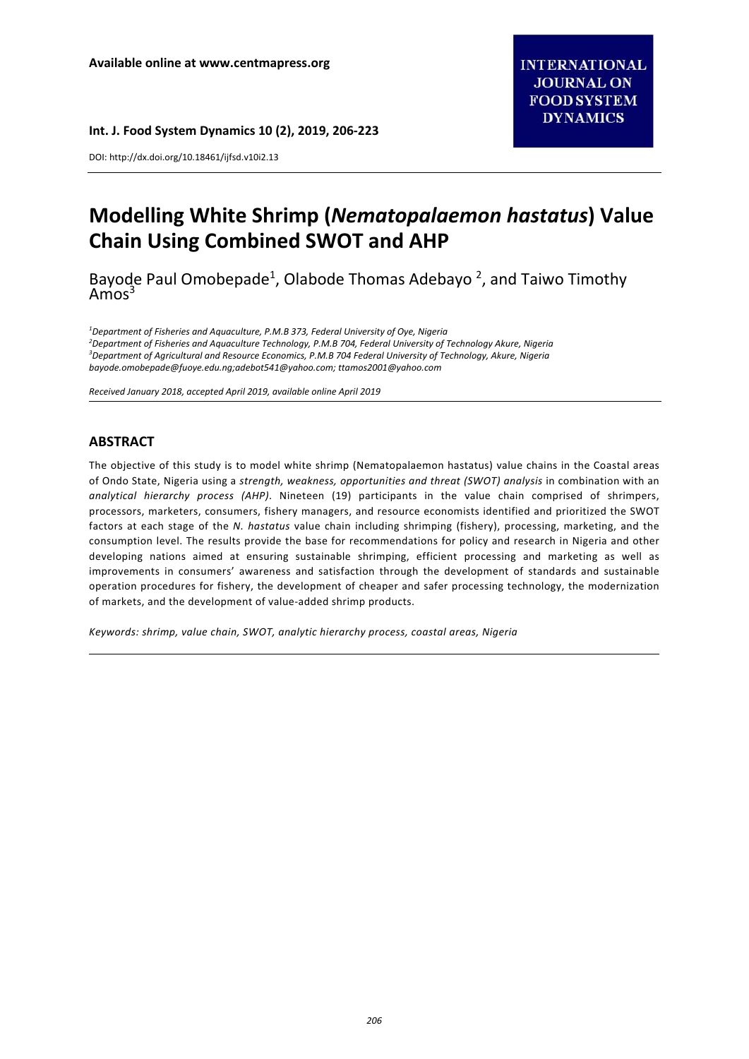Available online at www.centmapress.org

INTERNATIONAL JOURNAL ON FOOD SYSTEM DYNAMICS

DOI: http://dx.doi.org/10.18461/ijfsd.v10i2.13

# Modelling White Shrimp (*Nematopalaemon hastatus*) Value Chain Using Combined SWOT and AHP

Bayode Paul Omobepade[1], Olabode Thomas Adebayo [2], and Taiwo Timothy Amos[3]

[1]*Department of Fisheries and Aquaculture, P.M.B 373, Federal University of Oye, Nigeria*
[2]*Department of Fisheries and Aquaculture Technology, P.M.B 704, Federal University of Technology Akure, Nigeria*
[3]*Department of Agricultural and Resource Economics, P.M.B 704 Federal University of Technology, Akure, Nigeria*
*bayode.omobepade@fuoye.edu.ng;adebot541@yahoo.com; ttamos2001@yahoo.com*

*Received January 2018, accepted April 2019, available online April 2019*

## ABSTRACT

The objective of this study is to model white shrimp (Nematopalaemon hastatus) value chains in the Coastal areas of Ondo State, Nigeria using a *strength, weakness, opportunities and threat (SWOT) analysis* in combination with an *analytical hierarchy process (AHP)*. Nineteen (19) participants in the value chain comprised of shrimpers, processors, marketers, consumers, fishery managers, and resource economists identified and prioritized the SWOT factors at each stage of the *N. hastatus* value chain including shrimping (fishery), processing, marketing, and the consumption level. The results provide the base for recommendations for policy and research in Nigeria and other developing nations aimed at ensuring sustainable shrimping, efficient processing and marketing as well as improvements in consumers' awareness and satisfaction through the development of standards and sustainable operation procedures for fishery, the development of cheaper and safer processing technology, the modernization of markets, and the development of value-added shrimp products.

*Keywords: shrimp, value chain, SWOT, analytic hierarchy process, coastal areas, Nigeria*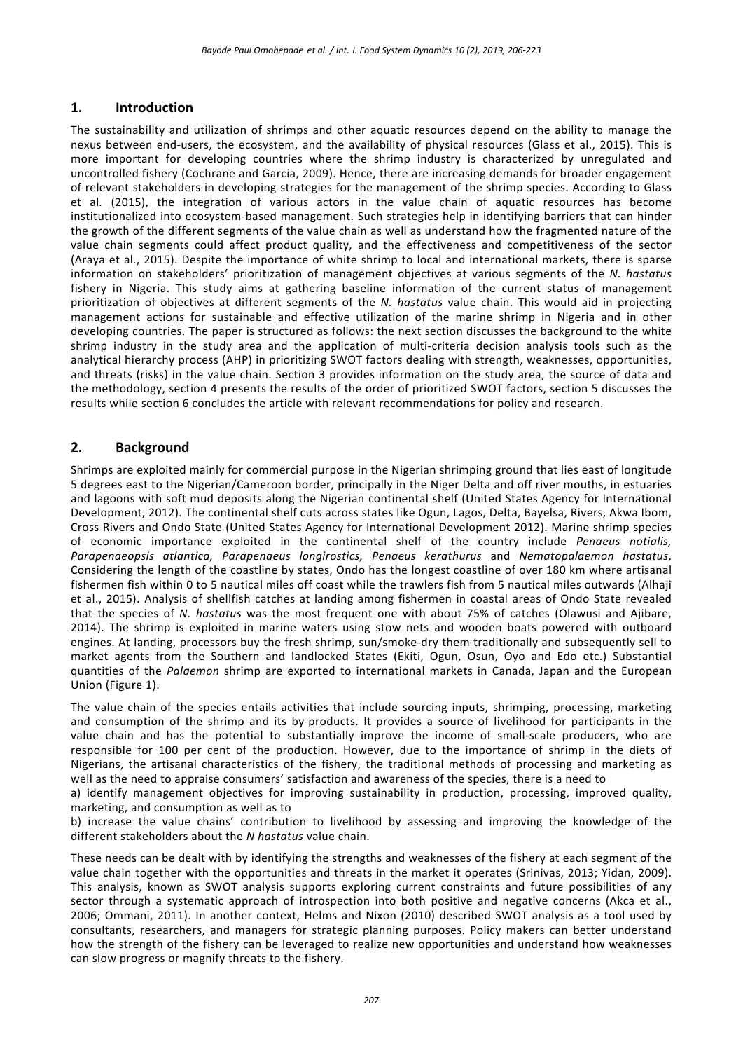## 1. Introduction

The sustainability and utilization of shrimps and other aquatic resources depend on the ability to manage the nexus between end-users, the ecosystem, and the availability of physical resources (Glass et al., 2015). This is more important for developing countries where the shrimp industry is characterized by unregulated and uncontrolled fishery (Cochrane and Garcia, 2009). Hence, there are increasing demands for broader engagement of relevant stakeholders in developing strategies for the management of the shrimp species. According to Glass et al. (2015), the integration of various actors in the value chain of aquatic resources has become institutionalized into ecosystem-based management. Such strategies help in identifying barriers that can hinder the growth of the different segments of the value chain as well as understand how the fragmented nature of the value chain segments could affect product quality, and the effectiveness and competitiveness of the sector (Araya et al., 2015). Despite the importance of white shrimp to local and international markets, there is sparse information on stakeholders' prioritization of management objectives at various segments of the *N. hastatus* fishery in Nigeria. This study aims at gathering baseline information of the current status of management prioritization of objectives at different segments of the *N. hastatus* value chain. This would aid in projecting management actions for sustainable and effective utilization of the marine shrimp in Nigeria and in other developing countries. The paper is structured as follows: the next section discusses the background to the white shrimp industry in the study area and the application of multi-criteria decision analysis tools such as the analytical hierarchy process (AHP) in prioritizing SWOT factors dealing with strength, weaknesses, opportunities, and threats (risks) in the value chain. Section 3 provides information on the study area, the source of data and the methodology, section 4 presents the results of the order of prioritized SWOT factors, section 5 discusses the results while section 6 concludes the article with relevant recommendations for policy and research.

## 2. Background

Shrimps are exploited mainly for commercial purpose in the Nigerian shrimping ground that lies east of longitude 5 degrees east to the Nigerian/Cameroon border, principally in the Niger Delta and off river mouths, in estuaries and lagoons with soft mud deposits along the Nigerian continental shelf (United States Agency for International Development, 2012). The continental shelf cuts across states like Ogun, Lagos, Delta, Bayelsa, Rivers, Akwa Ibom, Cross Rivers and Ondo State (United States Agency for International Development 2012). Marine shrimp species of economic importance exploited in the continental shelf of the country include *Penaeus notialis, Parapenaeopsis atlantica, Parapenaeus longirostics, Penaeus kerathurus* and *Nematopalaemon hastatus*. Considering the length of the coastline by states, Ondo has the longest coastline of over 180 km where artisanal fishermen fish within 0 to 5 nautical miles off coast while the trawlers fish from 5 nautical miles outwards (Alhaji et al., 2015). Analysis of shellfish catches at landing among fishermen in coastal areas of Ondo State revealed that the species of *N. hastatus* was the most frequent one with about 75% of catches (Olawusi and Ajibare, 2014). The shrimp is exploited in marine waters using stow nets and wooden boats powered with outboard engines. At landing, processors buy the fresh shrimp, sun/smoke-dry them traditionally and subsequently sell to market agents from the Southern and landlocked States (Ekiti, Ogun, Osun, Oyo and Edo etc.) Substantial quantities of the *Palaemon* shrimp are exported to international markets in Canada, Japan and the European Union (Figure 1).

The value chain of the species entails activities that include sourcing inputs, shrimping, processing, marketing and consumption of the shrimp and its by-products. It provides a source of livelihood for participants in the value chain and has the potential to substantially improve the income of small-scale producers, who are responsible for 100 per cent of the production. However, due to the importance of shrimp in the diets of Nigerians, the artisanal characteristics of the fishery, the traditional methods of processing and marketing as well as the need to appraise consumers' satisfaction and awareness of the species, there is a need to

a) identify management objectives for improving sustainability in production, processing, improved quality, marketing, and consumption as well as to

b) increase the value chains' contribution to livelihood by assessing and improving the knowledge of the different stakeholders about the *N hastatus* value chain.

These needs can be dealt with by identifying the strengths and weaknesses of the fishery at each segment of the value chain together with the opportunities and threats in the market it operates (Srinivas, 2013; Yidan, 2009). This analysis, known as SWOT analysis supports exploring current constraints and future possibilities of any sector through a systematic approach of introspection into both positive and negative concerns (Akca et al., 2006; Ommani, 2011). In another context, Helms and Nixon (2010) described SWOT analysis as a tool used by consultants, researchers, and managers for strategic planning purposes. Policy makers can better understand how the strength of the fishery can be leveraged to realize new opportunities and understand how weaknesses can slow progress or magnify threats to the fishery.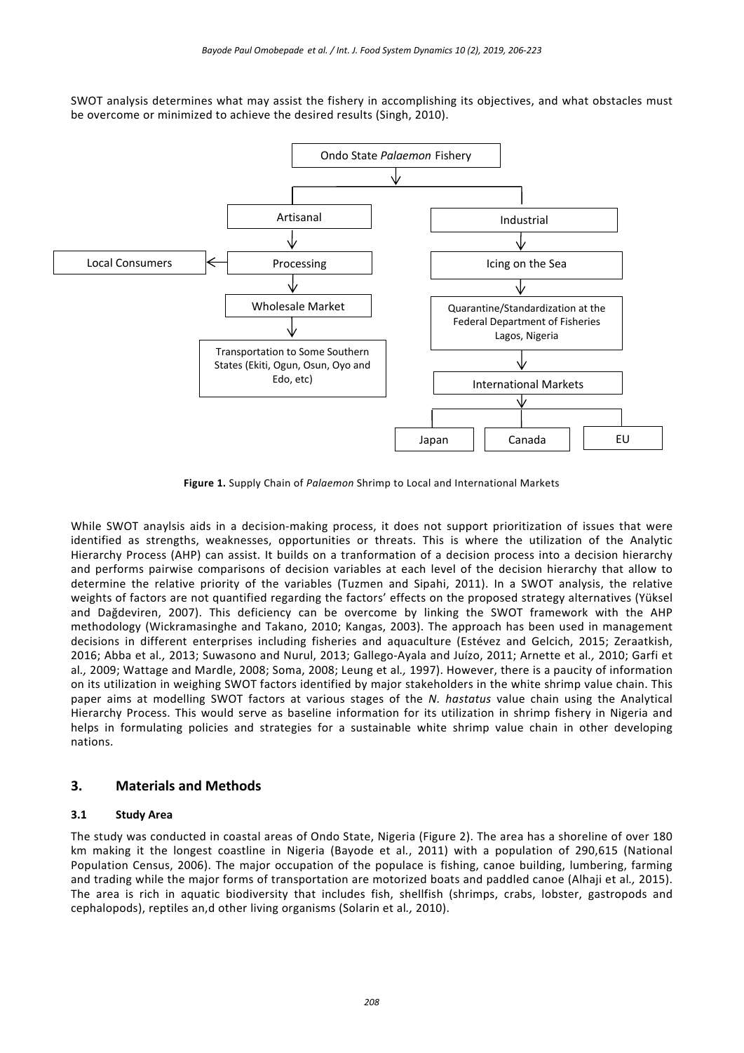SWOT analysis determines what may assist the fishery in accomplishing its objectives, and what obstacles must be overcome or minimized to achieve the desired results (Singh, 2010).

```
Ondo State Palaemon Fishery
├── Artisanal
│   └── Processing ──> Local Consumers
│       └── Wholesale Market
│           └── Transportation to Some Southern States (Ekiti, Ogun, Osun, Oyo and Edo, etc)
└── Industrial
    └── Icing on the Sea
        └── Quarantine/Standardization at the Federal Department of Fisheries Lagos, Nigeria
            └── International Markets
                ├── Japan
                ├── Canada
                └── EU
```

**Figure 1.** Supply Chain of *Palaemon* Shrimp to Local and International Markets

While SWOT anaylsis aids in a decision-making process, it does not support prioritization of issues that were identified as strengths, weaknesses, opportunities or threats. This is where the utilization of the Analytic Hierarchy Process (AHP) can assist. It builds on a tranformation of a decision process into a decision hierarchy and performs pairwise comparisons of decision variables at each level of the decision hierarchy that allow to determine the relative priority of the variables (Tuzmen and Sipahi, 2011). In a SWOT analysis, the relative weights of factors are not quantified regarding the factors' effects on the proposed strategy alternatives (Yüksel and Dağdeviren, 2007). This deficiency can be overcome by linking the SWOT framework with the AHP methodology (Wickramasinghe and Takano, 2010; Kangas, 2003). The approach has been used in management decisions in different enterprises including fisheries and aquaculture (Estévez and Gelcich, 2015; Zeraatkish, 2016; Abba et al*.,* 2013; Suwasono and Nurul, 2013; Gallego-Ayala and Juízo, 2011; Arnette et al*.,* 2010; Garfi et al*.,* 2009; Wattage and Mardle, 2008; Soma, 2008; Leung et al*.,* 1997). However, there is a paucity of information on its utilization in weighing SWOT factors identified by major stakeholders in the white shrimp value chain. This paper aims at modelling SWOT factors at various stages of the *N. hastatus* value chain using the Analytical Hierarchy Process. This would serve as baseline information for its utilization in shrimp fishery in Nigeria and helps in formulating policies and strategies for a sustainable white shrimp value chain in other developing nations.

## 3. Materials and Methods

### 3.1 Study Area

The study was conducted in coastal areas of Ondo State, Nigeria (Figure 2). The area has a shoreline of over 180 km making it the longest coastline in Nigeria (Bayode et al*.*, 2011) with a population of 290,615 (National Population Census, 2006). The major occupation of the populace is fishing, canoe building, lumbering, farming and trading while the major forms of transportation are motorized boats and paddled canoe (Alhaji et al*.,* 2015). The area is rich in aquatic biodiversity that includes fish, shellfish (shrimps, crabs, lobster, gastropods and cephalopods), reptiles an,d other living organisms (Solarin et al*.,* 2010).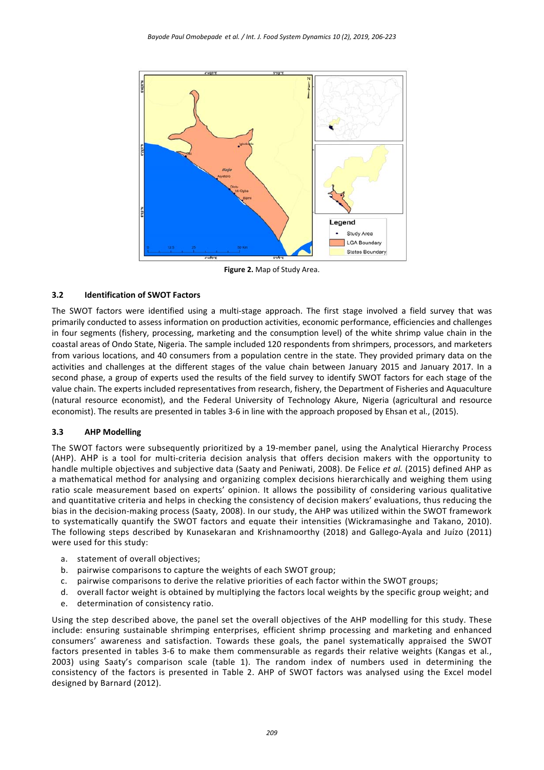Figure 2. Map of Study Area.

### 3.2 Identification of SWOT Factors

The SWOT factors were identified using a multi-stage approach. The first stage involved a field survey that was primarily conducted to assess information on production activities, economic performance, efficiencies and challenges in four segments (fishery, processing, marketing and the consumption level) of the white shrimp value chain in the coastal areas of Ondo State, Nigeria. The sample included 120 respondents from shrimpers, processors, and marketers from various locations, and 40 consumers from a population centre in the state. They provided primary data on the activities and challenges at the different stages of the value chain between January 2015 and January 2017. In a second phase, a group of experts used the results of the field survey to identify SWOT factors for each stage of the value chain. The experts included representatives from research, fishery, the Department of Fisheries and Aquaculture (natural resource economist), and the Federal University of Technology Akure, Nigeria (agricultural and resource economist). The results are presented in tables 3-6 in line with the approach proposed by Ehsan et al., (2015).

### 3.3 AHP Modelling

The SWOT factors were subsequently prioritized by a 19-member panel, using the Analytical Hierarchy Process (AHP). AHP is a tool for multi-criteria decision analysis that offers decision makers with the opportunity to handle multiple objectives and subjective data (Saaty and Peniwati, 2008). De Felice *et al.* (2015) defined AHP as a mathematical method for analysing and organizing complex decisions hierarchically and weighing them using ratio scale measurement based on experts' opinion. It allows the possibility of considering various qualitative and quantitative criteria and helps in checking the consistency of decision makers' evaluations, thus reducing the bias in the decision-making process (Saaty, 2008). In our study, the AHP was utilized within the SWOT framework to systematically quantify the SWOT factors and equate their intensities (Wickramasinghe and Takano, 2010). The following steps described by Kunasekaran and Krishnamoorthy (2018) and Gallego-Ayala and Juízo (2011) were used for this study:

a. statement of overall objectives;
b. pairwise comparisons to capture the weights of each SWOT group;
c. pairwise comparisons to derive the relative priorities of each factor within the SWOT groups;
d. overall factor weight is obtained by multiplying the factors local weights by the specific group weight; and
e. determination of consistency ratio.

Using the step described above, the panel set the overall objectives of the AHP modelling for this study. These include: ensuring sustainable shrimping enterprises, efficient shrimp processing and marketing and enhanced consumers' awareness and satisfaction. Towards these goals, the panel systematically appraised the SWOT factors presented in tables 3-6 to make them commensurable as regards their relative weights (Kangas et al., 2003) using Saaty's comparison scale (table 1). The random index of numbers used in determining the consistency of the factors is presented in Table 2. AHP of SWOT factors was analysed using the Excel model designed by Barnard (2012).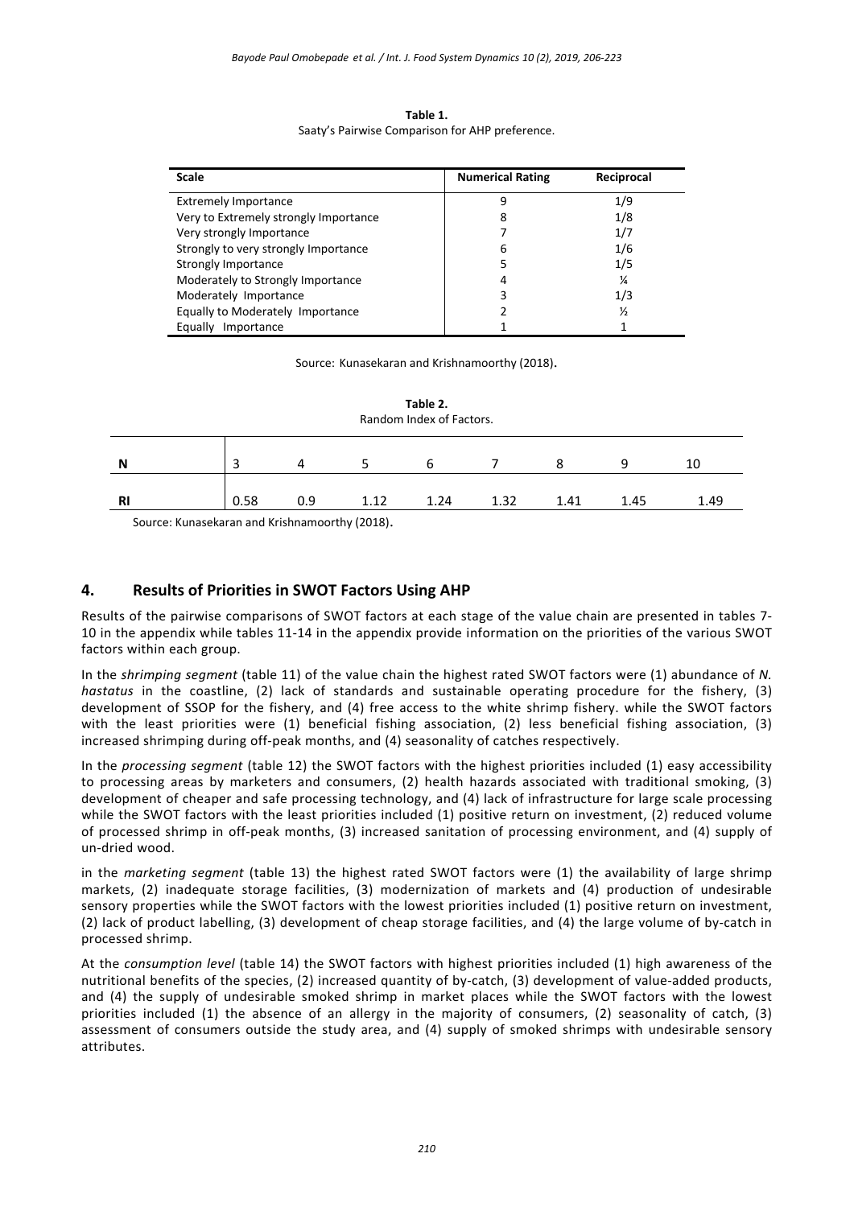**Table 1.**
Saaty's Pairwise Comparison for AHP preference.

| Scale | Numerical Rating | Reciprocal |
|---|---|---|
| Extremely Importance | 9 | 1/9 |
| Very to Extremely strongly Importance | 8 | 1/8 |
| Very strongly Importance | 7 | 1/7 |
| Strongly to very strongly Importance | 6 | 1/6 |
| Strongly Importance | 5 | 1/5 |
| Moderately to Strongly Importance | 4 | ¼ |
| Moderately Importance | 3 | 1/3 |
| Equally to Moderately Importance | 2 | ½ |
| Equally Importance | 1 | 1 |

Source: Kunasekaran and Krishnamoorthy (2018).

**Table 2.**
Random Index of Factors.

| N | 3 | 4 | 5 | 6 | 7 | 8 | 9 | 10 |
|---|---|---|---|---|---|---|---|---|
| RI | 0.58 | 0.9 | 1.12 | 1.24 | 1.32 | 1.41 | 1.45 | 1.49 |

Source: Kunasekaran and Krishnamoorthy (2018).

## 4. Results of Priorities in SWOT Factors Using AHP

Results of the pairwise comparisons of SWOT factors at each stage of the value chain are presented in tables 7-10 in the appendix while tables 11-14 in the appendix provide information on the priorities of the various SWOT factors within each group.

In the *shrimping segment* (table 11) of the value chain the highest rated SWOT factors were (1) abundance of *N. hastatus* in the coastline, (2) lack of standards and sustainable operating procedure for the fishery, (3) development of SSOP for the fishery, and (4) free access to the white shrimp fishery. while the SWOT factors with the least priorities were (1) beneficial fishing association, (2) less beneficial fishing association, (3) increased shrimping during off-peak months, and (4) seasonality of catches respectively.

In the *processing segment* (table 12) the SWOT factors with the highest priorities included (1) easy accessibility to processing areas by marketers and consumers, (2) health hazards associated with traditional smoking, (3) development of cheaper and safe processing technology, and (4) lack of infrastructure for large scale processing while the SWOT factors with the least priorities included (1) positive return on investment, (2) reduced volume of processed shrimp in off-peak months, (3) increased sanitation of processing environment, and (4) supply of un-dried wood.

in the *marketing segment* (table 13) the highest rated SWOT factors were (1) the availability of large shrimp markets, (2) inadequate storage facilities, (3) modernization of markets and (4) production of undesirable sensory properties while the SWOT factors with the lowest priorities included (1) positive return on investment, (2) lack of product labelling, (3) development of cheap storage facilities, and (4) the large volume of by-catch in processed shrimp.

At the *consumption level* (table 14) the SWOT factors with highest priorities included (1) high awareness of the nutritional benefits of the species, (2) increased quantity of by-catch, (3) development of value-added products, and (4) the supply of undesirable smoked shrimp in market places while the SWOT factors with the lowest priorities included (1) the absence of an allergy in the majority of consumers, (2) seasonality of catch, (3) assessment of consumers outside the study area, and (4) supply of smoked shrimps with undesirable sensory attributes.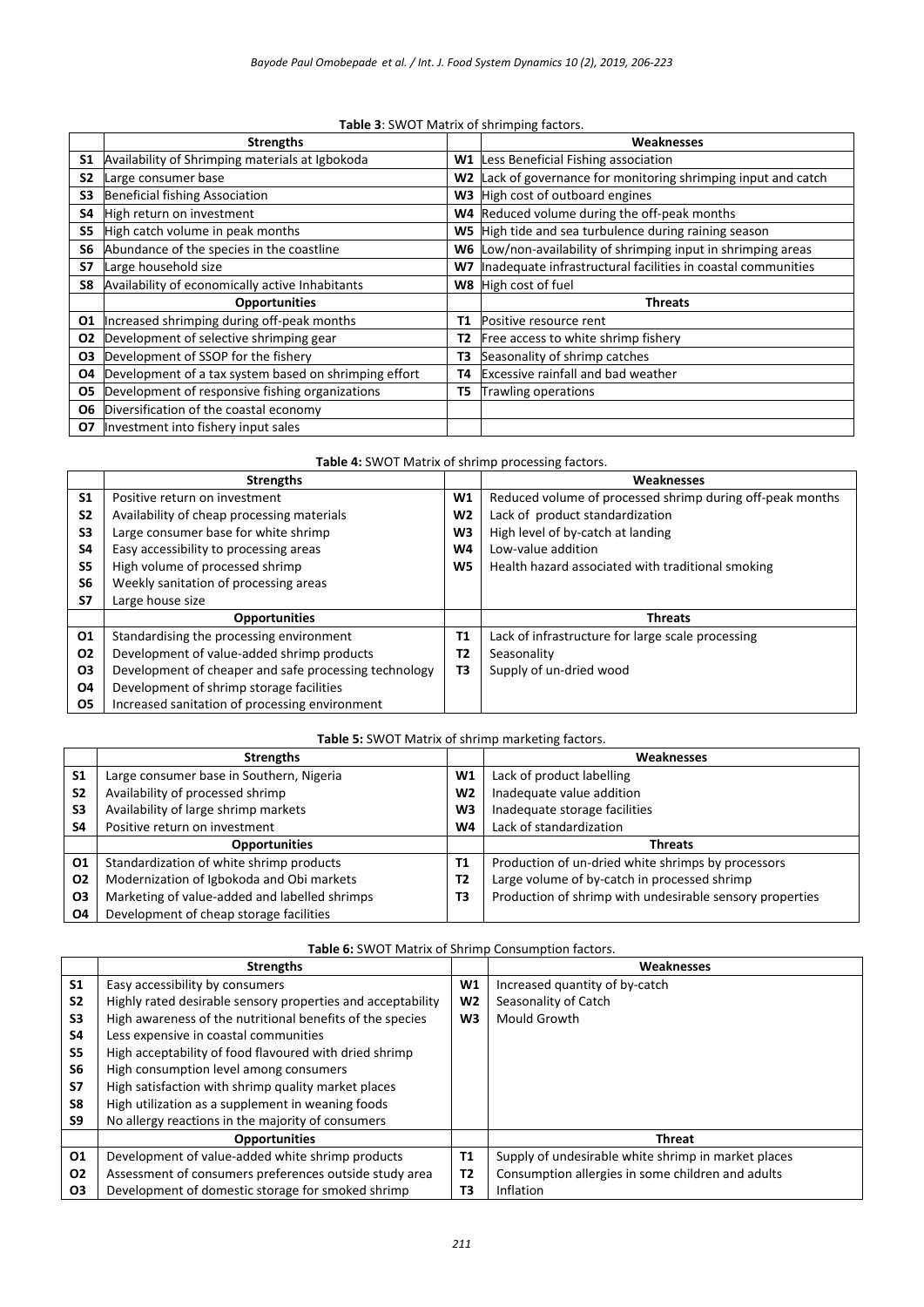**Table 3**: SWOT Matrix of shrimping factors.

| | Strengths | | Weaknesses |
|---|---|---|---|
| S1 | Availability of Shrimping materials at Igbokoda | W1 | Less Beneficial Fishing association |
| S2 | Large consumer base | W2 | Lack of governance for monitoring shrimping input and catch |
| S3 | Beneficial fishing Association | W3 | High cost of outboard engines |
| S4 | High return on investment | W4 | Reduced volume during the off-peak months |
| S5 | High catch volume in peak months | W5 | High tide and sea turbulence during raining season |
| S6 | Abundance of the species in the coastline | W6 | Low/non-availability of shrimping input in shrimping areas |
| S7 | Large household size | W7 | Inadequate infrastructural facilities in coastal communities |
| S8 | Availability of economically active Inhabitants | W8 | High cost of fuel |
| | **Opportunities** | | **Threats** |
| O1 | Increased shrimping during off-peak months | T1 | Positive resource rent |
| O2 | Development of selective shrimping gear | T2 | Free access to white shrimp fishery |
| O3 | Development of SSOP for the fishery | T3 | Seasonality of shrimp catches |
| O4 | Development of a tax system based on shrimping effort | T4 | Excessive rainfall and bad weather |
| O5 | Development of responsive fishing organizations | T5 | Trawling operations |
| O6 | Diversification of the coastal economy | | |
| O7 | Investment into fishery input sales | | |

**Table 4:** SWOT Matrix of shrimp processing factors.

| | Strengths | | Weaknesses |
|---|---|---|---|
| S1 | Positive return on investment | W1 | Reduced volume of processed shrimp during off-peak months |
| S2 | Availability of cheap processing materials | W2 | Lack of product standardization |
| S3 | Large consumer base for white shrimp | W3 | High level of by-catch at landing |
| S4 | Easy accessibility to processing areas | W4 | Low-value addition |
| S5 | High volume of processed shrimp | W5 | Health hazard associated with traditional smoking |
| S6 | Weekly sanitation of processing areas | | |
| S7 | Large house size | | |
| | **Opportunities** | | **Threats** |
| O1 | Standardising the processing environment | T1 | Lack of infrastructure for large scale processing |
| O2 | Development of value-added shrimp products | T2 | Seasonality |
| O3 | Development of cheaper and safe processing technology | T3 | Supply of un-dried wood |
| O4 | Development of shrimp storage facilities | | |
| O5 | Increased sanitation of processing environment | | |

**Table 5:** SWOT Matrix of shrimp marketing factors.

| | Strengths | | Weaknesses |
|---|---|---|---|
| S1 | Large consumer base in Southern, Nigeria | W1 | Lack of product labelling |
| S2 | Availability of processed shrimp | W2 | Inadequate value addition |
| S3 | Availability of large shrimp markets | W3 | Inadequate storage facilities |
| S4 | Positive return on investment | W4 | Lack of standardization |
| | **Opportunities** | | **Threats** |
| O1 | Standardization of white shrimp products | T1 | Production of un-dried white shrimps by processors |
| O2 | Modernization of Igbokoda and Obi markets | T2 | Large volume of by-catch in processed shrimp |
| O3 | Marketing of value-added and labelled shrimps | T3 | Production of shrimp with undesirable sensory properties |
| O4 | Development of cheap storage facilities | | |

**Table 6:** SWOT Matrix of Shrimp Consumption factors.

| | Strengths | | Weaknesses |
|---|---|---|---|
| S1 | Easy accessibility by consumers | W1 | Increased quantity of by-catch |
| S2 | Highly rated desirable sensory properties and acceptability | W2 | Seasonality of Catch |
| S3 | High awareness of the nutritional benefits of the species | W3 | Mould Growth |
| S4 | Less expensive in coastal communities | | |
| S5 | High acceptability of food flavoured with dried shrimp | | |
| S6 | High consumption level among consumers | | |
| S7 | High satisfaction with shrimp quality market places | | |
| S8 | High utilization as a supplement in weaning foods | | |
| S9 | No allergy reactions in the majority of consumers | | |
| | **Opportunities** | | **Threat** |
| O1 | Development of value-added white shrimp products | T1 | Supply of undesirable white shrimp in market places |
| O2 | Assessment of consumers preferences outside study area | T2 | Consumption allergies in some children and adults |
| O3 | Development of domestic storage for smoked shrimp | T3 | Inflation |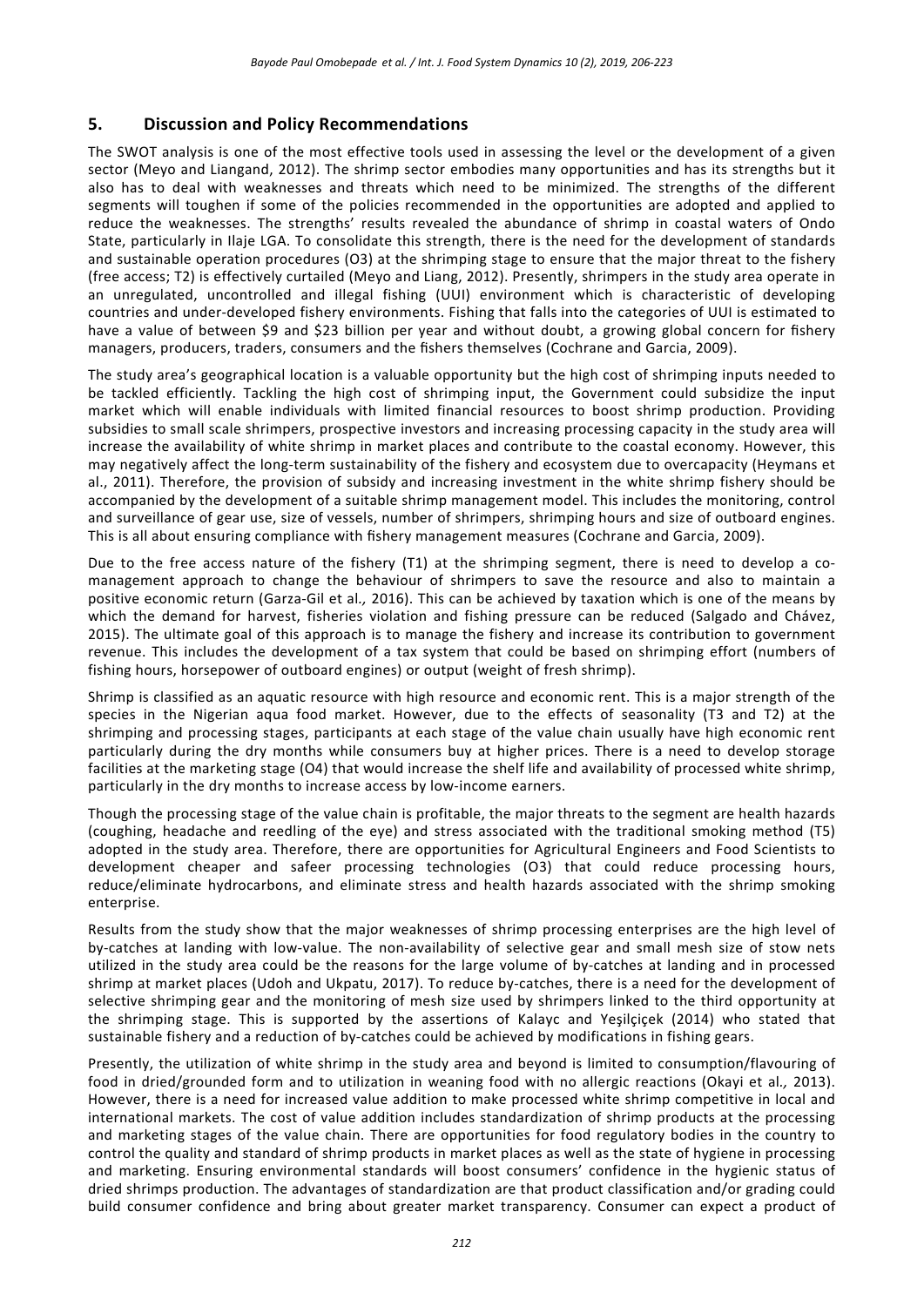## 5. Discussion and Policy Recommendations

The SWOT analysis is one of the most effective tools used in assessing the level or the development of a given sector (Meyo and Liangand, 2012). The shrimp sector embodies many opportunities and has its strengths but it also has to deal with weaknesses and threats which need to be minimized. The strengths of the different segments will toughen if some of the policies recommended in the opportunities are adopted and applied to reduce the weaknesses. The strengths' results revealed the abundance of shrimp in coastal waters of Ondo State, particularly in Ilaje LGA. To consolidate this strength, there is the need for the development of standards and sustainable operation procedures (O3) at the shrimping stage to ensure that the major threat to the fishery (free access; T2) is effectively curtailed (Meyo and Liang, 2012). Presently, shrimpers in the study area operate in an unregulated, uncontrolled and illegal fishing (UUI) environment which is characteristic of developing countries and under-developed fishery environments. Fishing that falls into the categories of UUI is estimated to have a value of between $9 and $23 billion per year and without doubt, a growing global concern for fishery managers, producers, traders, consumers and the fishers themselves (Cochrane and Garcia, 2009).

The study area's geographical location is a valuable opportunity but the high cost of shrimping inputs needed to be tackled efficiently. Tackling the high cost of shrimping input, the Government could subsidize the input market which will enable individuals with limited financial resources to boost shrimp production. Providing subsidies to small scale shrimpers, prospective investors and increasing processing capacity in the study area will increase the availability of white shrimp in market places and contribute to the coastal economy. However, this may negatively affect the long-term sustainability of the fishery and ecosystem due to overcapacity (Heymans et al., 2011). Therefore, the provision of subsidy and increasing investment in the white shrimp fishery should be accompanied by the development of a suitable shrimp management model. This includes the monitoring, control and surveillance of gear use, size of vessels, number of shrimpers, shrimping hours and size of outboard engines. This is all about ensuring compliance with fishery management measures (Cochrane and Garcia, 2009).

Due to the free access nature of the fishery (T1) at the shrimping segment, there is need to develop a co-management approach to change the behaviour of shrimpers to save the resource and also to maintain a positive economic return (Garza-Gil et al*.,* 2016). This can be achieved by taxation which is one of the means by which the demand for harvest, fisheries violation and fishing pressure can be reduced (Salgado and Chávez, 2015). The ultimate goal of this approach is to manage the fishery and increase its contribution to government revenue. This includes the development of a tax system that could be based on shrimping effort (numbers of fishing hours, horsepower of outboard engines) or output (weight of fresh shrimp).

Shrimp is classified as an aquatic resource with high resource and economic rent. This is a major strength of the species in the Nigerian aqua food market. However, due to the effects of seasonality (T3 and T2) at the shrimping and processing stages, participants at each stage of the value chain usually have high economic rent particularly during the dry months while consumers buy at higher prices. There is a need to develop storage facilities at the marketing stage (O4) that would increase the shelf life and availability of processed white shrimp, particularly in the dry months to increase access by low-income earners.

Though the processing stage of the value chain is profitable, the major threats to the segment are health hazards (coughing, headache and reedling of the eye) and stress associated with the traditional smoking method (T5) adopted in the study area. Therefore, there are opportunities for Agricultural Engineers and Food Scientists to development cheaper and safeer processing technologies (O3) that could reduce processing hours, reduce/eliminate hydrocarbons, and eliminate stress and health hazards associated with the shrimp smoking enterprise.

Results from the study show that the major weaknesses of shrimp processing enterprises are the high level of by-catches at landing with low-value. The non-availability of selective gear and small mesh size of stow nets utilized in the study area could be the reasons for the large volume of by-catches at landing and in processed shrimp at market places (Udoh and Ukpatu, 2017). To reduce by-catches, there is a need for the development of selective shrimping gear and the monitoring of mesh size used by shrimpers linked to the third opportunity at the shrimping stage. This is supported by the assertions of Kalayc and Yeşilçiçek (2014) who stated that sustainable fishery and a reduction of by-catches could be achieved by modifications in fishing gears.

Presently, the utilization of white shrimp in the study area and beyond is limited to consumption/flavouring of food in dried/grounded form and to utilization in weaning food with no allergic reactions (Okayi et al*.,* 2013). However, there is a need for increased value addition to make processed white shrimp competitive in local and international markets. The cost of value addition includes standardization of shrimp products at the processing and marketing stages of the value chain. There are opportunities for food regulatory bodies in the country to control the quality and standard of shrimp products in market places as well as the state of hygiene in processing and marketing. Ensuring environmental standards will boost consumers' confidence in the hygienic status of dried shrimps production. The advantages of standardization are that product classification and/or grading could build consumer confidence and bring about greater market transparency. Consumer can expect a product of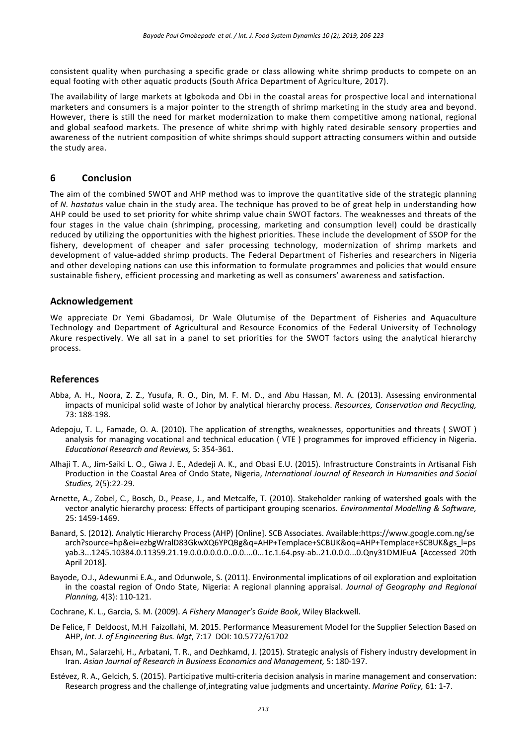consistent quality when purchasing a specific grade or class allowing white shrimp products to compete on an equal footing with other aquatic products (South Africa Department of Agriculture, 2017).

The availability of large markets at Igbokoda and Obi in the coastal areas for prospective local and international marketers and consumers is a major pointer to the strength of shrimp marketing in the study area and beyond. However, there is still the need for market modernization to make them competitive among national, regional and global seafood markets. The presence of white shrimp with highly rated desirable sensory properties and awareness of the nutrient composition of white shrimps should support attracting consumers within and outside the study area.

## 6 Conclusion

The aim of the combined SWOT and AHP method was to improve the quantitative side of the strategic planning of *N. hastatus* value chain in the study area. The technique has proved to be of great help in understanding how AHP could be used to set priority for white shrimp value chain SWOT factors. The weaknesses and threats of the four stages in the value chain (shrimping, processing, marketing and consumption level) could be drastically reduced by utilizing the opportunities with the highest priorities. These include the development of SSOP for the fishery, development of cheaper and safer processing technology, modernization of shrimp markets and development of value-added shrimp products. The Federal Department of Fisheries and researchers in Nigeria and other developing nations can use this information to formulate programmes and policies that would ensure sustainable fishery, efficient processing and marketing as well as consumers' awareness and satisfaction.

## Acknowledgement

We appreciate Dr Yemi Gbadamosi, Dr Wale Olutumise of the Department of Fisheries and Aquaculture Technology and Department of Agricultural and Resource Economics of the Federal University of Technology Akure respectively. We all sat in a panel to set priorities for the SWOT factors using the analytical hierarchy process.

## References

Abba, A. H., Noora, Z. Z., Yusufa, R. O., Din, M. F. M. D., and Abu Hassan, M. A. (2013). Assessing environmental impacts of municipal solid waste of Johor by analytical hierarchy process. *Resources, Conservation and Recycling,* 73: 188-198.

Adepoju, T. L., Famade, O. A. (2010). The application of strengths, weaknesses, opportunities and threats ( SWOT ) analysis for managing vocational and technical education ( VTE ) programmes for improved efficiency in Nigeria. *Educational Research and Reviews,* 5: 354-361.

Alhaji T. A., Jim-Saiki L. O., Giwa J. E., Adedeji A. K., and Obasi E.U. (2015). Infrastructure Constraints in Artisanal Fish Production in the Coastal Area of Ondo State, Nigeria, *International Journal of Research in Humanities and Social Studies,* 2(5):22-29.

Arnette, A., Zobel, C., Bosch, D., Pease, J., and Metcalfe, T. (2010). Stakeholder ranking of watershed goals with the vector analytic hierarchy process: Effects of participant grouping scenarios. *Environmental Modelling & Software,* 25: 1459-1469.

Banard, S. (2012). Analytic Hierarchy Process (AHP) [Online]. SCB Associates. Available:https://www.google.com.ng/search?source=hp&ei=ezbgWralD83GkwXQ6YPQBg&q=AHP+Templace+SCBUK&oq=AHP+Templace+SCBUK&gs_l=psyab.3...1245.10384.0.11359.21.19.0.0.0.0.0.0..0.0....0...1c.1.64.psy-ab..21.0.0.0...0.Qny31DMJEuA [Accessed 20th April 2018].

Bayode, O.J., Adewunmi E.A., and Odunwole, S. (2011). Environmental implications of oil exploration and exploitation in the coastal region of Ondo State, Nigeria: A regional planning appraisal. *Journal of Geography and Regional Planning,* 4(3): 110-121.

Cochrane, K. L., Garcia, S. M. (2009). *A Fishery Manager's Guide Book*, Wiley Blackwell.

De Felice, F Deldoost, M.H Faizollahi, M. 2015. Performance Measurement Model for the Supplier Selection Based on AHP, *Int. J. of Engineering Bus. Mgt*, 7:17 DOI: 10.5772/61702

Ehsan, M., Salarzehi, H., Arbatani, T. R., and Dezhkamd, J. (2015). Strategic analysis of Fishery industry development in Iran. *Asian Journal of Research in Business Economics and Management,* 5: 180-197.

Estévez, R. A., Gelcich, S. (2015). Participative multi-criteria decision analysis in marine management and conservation: Research progress and the challenge of,integrating value judgments and uncertainty. *Marine Policy,* 61: 1-7.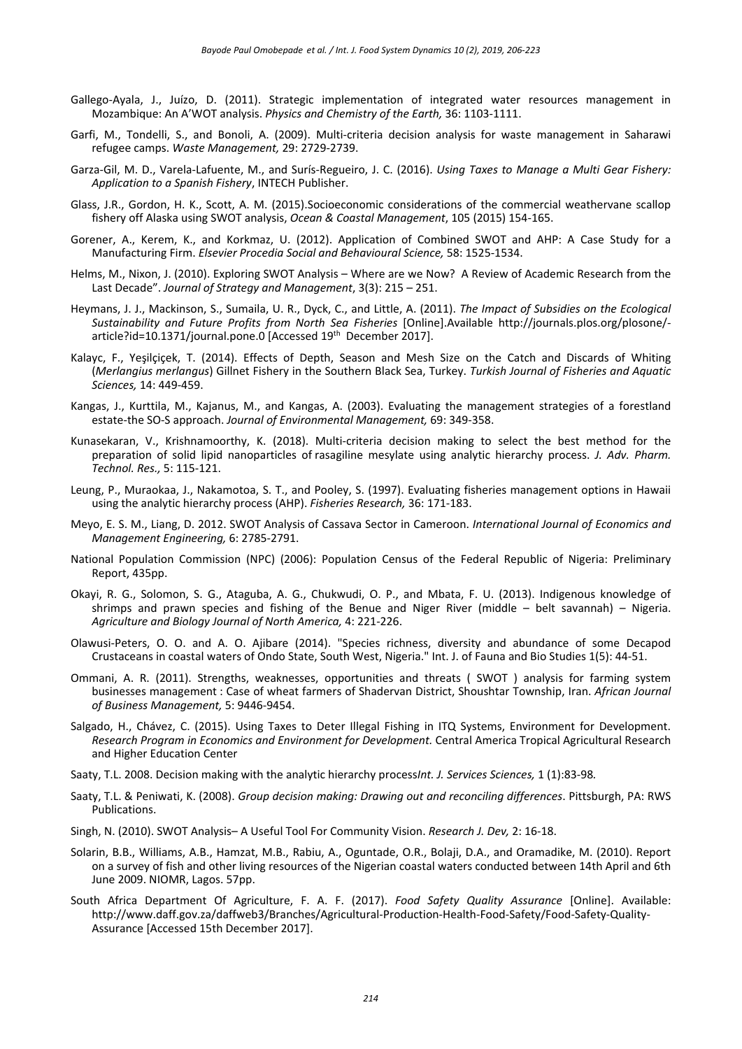Gallego-Ayala, J., Juízo, D. (2011). Strategic implementation of integrated water resources management in Mozambique: An A'WOT analysis. *Physics and Chemistry of the Earth,* 36: 1103-1111.

Garfi, M., Tondelli, S., and Bonoli, A. (2009). Multi-criteria decision analysis for waste management in Saharawi refugee camps. *Waste Management,* 29: 2729-2739.

Garza-Gil, M. D., Varela-Lafuente, M., and Surís-Regueiro, J. C. (2016). *Using Taxes to Manage a Multi Gear Fishery: Application to a Spanish Fishery*, INTECH Publisher.

Glass, J.R., Gordon, H. K., Scott, A. M. (2015).Socioeconomic considerations of the commercial weathervane scallop fishery off Alaska using SWOT analysis, *Ocean & Coastal Management*, 105 (2015) 154-165.

Gorener, A., Kerem, K., and Korkmaz, U. (2012). Application of Combined SWOT and AHP: A Case Study for a Manufacturing Firm. *Elsevier Procedia Social and Behavioural Science,* 58: 1525-1534.

Helms, M., Nixon, J. (2010). Exploring SWOT Analysis – Where are we Now? A Review of Academic Research from the Last Decade". *Journal of Strategy and Management*, 3(3): 215 – 251.

Heymans, J. J., Mackinson, S., Sumaila, U. R., Dyck, C., and Little, A. (2011). *The Impact of Subsidies on the Ecological Sustainability and Future Profits from North Sea Fisheries* [Online].Available http://journals.plos.org/plosone/-article?id=10.1371/journal.pone.0 [Accessed 19th December 2017].

Kalayc, F., Yeşilçiçek, T. (2014). Effects of Depth, Season and Mesh Size on the Catch and Discards of Whiting (*Merlangius merlangus*) Gillnet Fishery in the Southern Black Sea, Turkey. *Turkish Journal of Fisheries and Aquatic Sciences,* 14: 449-459.

Kangas, J., Kurttila, M., Kajanus, M., and Kangas, A. (2003). Evaluating the management strategies of a forestland estate-the SO-S approach. *Journal of Environmental Management,* 69: 349-358.

Kunasekaran, V., Krishnamoorthy, K. (2018). Multi-criteria decision making to select the best method for the preparation of solid lipid nanoparticles of rasagiline mesylate using analytic hierarchy process. *J. Adv. Pharm. Technol. Res.,* 5: 115-121.

Leung, P., Muraokaa, J., Nakamotoa, S. T., and Pooley, S. (1997). Evaluating fisheries management options in Hawaii using the analytic hierarchy process (AHP). *Fisheries Research,* 36: 171-183.

Meyo, E. S. M., Liang, D. 2012. SWOT Analysis of Cassava Sector in Cameroon. *International Journal of Economics and Management Engineering,* 6: 2785-2791.

National Population Commission (NPC) (2006): Population Census of the Federal Republic of Nigeria: Preliminary Report, 435pp.

Okayi, R. G., Solomon, S. G., Ataguba, A. G., Chukwudi, O. P., and Mbata, F. U. (2013). Indigenous knowledge of shrimps and prawn species and fishing of the Benue and Niger River (middle – belt savannah) – Nigeria. *Agriculture and Biology Journal of North America,* 4: 221-226.

Olawusi-Peters, O. O. and A. O. Ajibare (2014). "Species richness, diversity and abundance of some Decapod Crustaceans in coastal waters of Ondo State, South West, Nigeria." Int. J. of Fauna and Bio Studies 1(5): 44-51.

Ommani, A. R. (2011). Strengths, weaknesses, opportunities and threats ( SWOT ) analysis for farming system businesses management : Case of wheat farmers of Shadervan District, Shoushtar Township, Iran. *African Journal of Business Management,* 5: 9446-9454.

Salgado, H., Chávez, C. (2015). Using Taxes to Deter Illegal Fishing in ITQ Systems, Environment for Development. *Research Program in Economics and Environment for Development.* Central America Tropical Agricultural Research and Higher Education Center

Saaty, T.L. 2008. Decision making with the analytic hierarchy process*Int. J. Services Sciences,* 1 (1):83-98*.*

Saaty, T.L. & Peniwati, K. (2008). *Group decision making: Drawing out and reconciling differences*. Pittsburgh, PA: RWS Publications.

Singh, N. (2010). SWOT Analysis– A Useful Tool For Community Vision. *Research J. Dev,* 2: 16-18.

Solarin, B.B., Williams, A.B., Hamzat, M.B., Rabiu, A., Oguntade, O.R., Bolaji, D.A., and Oramadike, M. (2010). Report on a survey of fish and other living resources of the Nigerian coastal waters conducted between 14th April and 6th June 2009. NIOMR, Lagos. 57pp.

South Africa Department Of Agriculture, F. A. F. (2017). *Food Safety Quality Assurance* [Online]. Available: http://www.daff.gov.za/daffweb3/Branches/Agricultural-Production-Health-Food-Safety/Food-Safety-Quality-Assurance [Accessed 15th December 2017].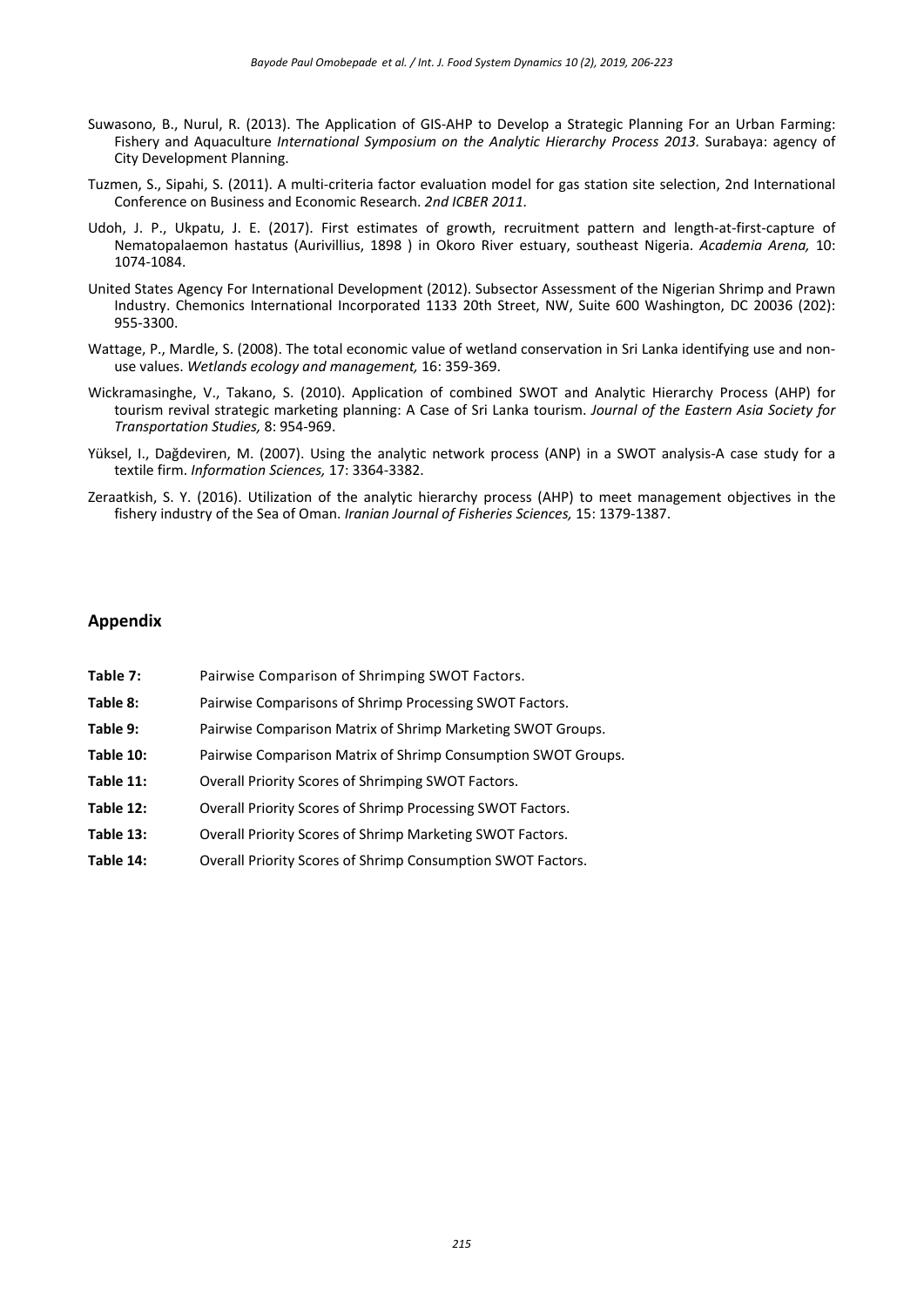Suwasono, B., Nurul, R. (2013). The Application of GIS-AHP to Develop a Strategic Planning For an Urban Farming: Fishery and Aquaculture *International Symposium on the Analytic Hierarchy Process 2013.* Surabaya: agency of City Development Planning.

Tuzmen, S., Sipahi, S. (2011). A multi-criteria factor evaluation model for gas station site selection, 2nd International Conference on Business and Economic Research. *2nd ICBER 2011*.

Udoh, J. P., Ukpatu, J. E. (2017). First estimates of growth, recruitment pattern and length-at-first-capture of Nematopalaemon hastatus (Aurivillius, 1898 ) in Okoro River estuary, southeast Nigeria. *Academia Arena,* 10: 1074-1084.

United States Agency For International Development (2012). Subsector Assessment of the Nigerian Shrimp and Prawn Industry. Chemonics International Incorporated 1133 20th Street, NW, Suite 600 Washington, DC 20036 (202): 955-3300.

Wattage, P., Mardle, S. (2008). The total economic value of wetland conservation in Sri Lanka identifying use and non-use values. *Wetlands ecology and management,* 16: 359-369.

Wickramasinghe, V., Takano, S. (2010). Application of combined SWOT and Analytic Hierarchy Process (AHP) for tourism revival strategic marketing planning: A Case of Sri Lanka tourism. *Journal of the Eastern Asia Society for Transportation Studies,* 8: 954-969.

Yüksel, I., Dağdeviren, M. (2007). Using the analytic network process (ANP) in a SWOT analysis-A case study for a textile firm. *Information Sciences,* 17: 3364-3382.

Zeraatkish, S. Y. (2016). Utilization of the analytic hierarchy process (AHP) to meet management objectives in the fishery industry of the Sea of Oman. *Iranian Journal of Fisheries Sciences,* 15: 1379-1387.

## Appendix

**Table 7:** Pairwise Comparison of Shrimping SWOT Factors.

**Table 8:** Pairwise Comparisons of Shrimp Processing SWOT Factors.

**Table 9:** Pairwise Comparison Matrix of Shrimp Marketing SWOT Groups.

**Table 10:** Pairwise Comparison Matrix of Shrimp Consumption SWOT Groups.

**Table 11:** Overall Priority Scores of Shrimping SWOT Factors.

**Table 12:** Overall Priority Scores of Shrimp Processing SWOT Factors.

**Table 13:** Overall Priority Scores of Shrimp Marketing SWOT Factors.

**Table 14:** Overall Priority Scores of Shrimp Consumption SWOT Factors.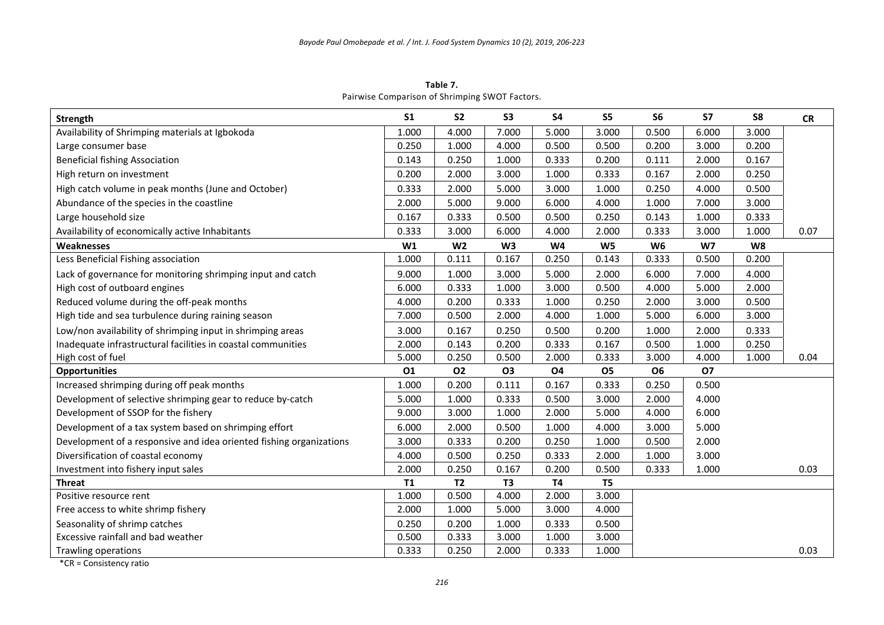**Table 7.**
Pairwise Comparison of Shrimping SWOT Factors.

| Strength | S1 | S2 | S3 | S4 | S5 | S6 | S7 | S8 | CR |
|---|---|---|---|---|---|---|---|---|---|
| Availability of Shrimping materials at Igbokoda | 1.000 | 4.000 | 7.000 | 5.000 | 3.000 | 0.500 | 6.000 | 3.000 | |
| Large consumer base | 0.250 | 1.000 | 4.000 | 0.500 | 0.500 | 0.200 | 3.000 | 0.200 | |
| Beneficial fishing Association | 0.143 | 0.250 | 1.000 | 0.333 | 0.200 | 0.111 | 2.000 | 0.167 | |
| High return on investment | 0.200 | 2.000 | 3.000 | 1.000 | 0.333 | 0.167 | 2.000 | 0.250 | |
| High catch volume in peak months (June and October) | 0.333 | 2.000 | 5.000 | 3.000 | 1.000 | 0.250 | 4.000 | 0.500 | |
| Abundance of the species in the coastline | 2.000 | 5.000 | 9.000 | 6.000 | 4.000 | 1.000 | 7.000 | 3.000 | |
| Large household size | 0.167 | 0.333 | 0.500 | 0.500 | 0.250 | 0.143 | 1.000 | 0.333 | |
| Availability of economically active Inhabitants | 0.333 | 3.000 | 6.000 | 4.000 | 2.000 | 0.333 | 3.000 | 1.000 | 0.07 |
| **Weaknesses** | **W1** | **W2** | **W3** | **W4** | **W5** | **W6** | **W7** | **W8** | |
| Less Beneficial Fishing association | 1.000 | 0.111 | 0.167 | 0.250 | 0.143 | 0.333 | 0.500 | 0.200 | |
| Lack of governance for monitoring shrimping input and catch | 9.000 | 1.000 | 3.000 | 5.000 | 2.000 | 6.000 | 7.000 | 4.000 | |
| High cost of outboard engines | 6.000 | 0.333 | 1.000 | 3.000 | 0.500 | 4.000 | 5.000 | 2.000 | |
| Reduced volume during the off-peak months | 4.000 | 0.200 | 0.333 | 1.000 | 0.250 | 2.000 | 3.000 | 0.500 | |
| High tide and sea turbulence during raining season | 7.000 | 0.500 | 2.000 | 4.000 | 1.000 | 5.000 | 6.000 | 3.000 | |
| Low/non availability of shrimping input in shrimping areas | 3.000 | 0.167 | 0.250 | 0.500 | 0.200 | 1.000 | 2.000 | 0.333 | |
| Inadequate infrastructural facilities in coastal communities | 2.000 | 0.143 | 0.200 | 0.333 | 0.167 | 0.500 | 1.000 | 0.250 | |
| High cost of fuel | 5.000 | 0.250 | 0.500 | 2.000 | 0.333 | 3.000 | 4.000 | 1.000 | 0.04 |
| **Opportunities** | **O1** | **O2** | **O3** | **O4** | **O5** | **O6** | **O7** | | |
| Increased shrimping during off peak months | 1.000 | 0.200 | 0.111 | 0.167 | 0.333 | 0.250 | 0.500 | | |
| Development of selective shrimping gear to reduce by-catch | 5.000 | 1.000 | 0.333 | 0.500 | 3.000 | 2.000 | 4.000 | | |
| Development of SSOP for the fishery | 9.000 | 3.000 | 1.000 | 2.000 | 5.000 | 4.000 | 6.000 | | |
| Development of a tax system based on shrimping effort | 6.000 | 2.000 | 0.500 | 1.000 | 4.000 | 3.000 | 5.000 | | |
| Development of a responsive and idea oriented fishing organizations | 3.000 | 0.333 | 0.200 | 0.250 | 1.000 | 0.500 | 2.000 | | |
| Diversification of coastal economy | 4.000 | 0.500 | 0.250 | 0.333 | 2.000 | 1.000 | 3.000 | | |
| Investment into fishery input sales | 2.000 | 0.250 | 0.167 | 0.200 | 0.500 | 0.333 | 1.000 | | 0.03 |
| **Threat** | **T1** | **T2** | **T3** | **T4** | **T5** | | | | |
| Positive resource rent | 1.000 | 0.500 | 4.000 | 2.000 | 3.000 | | | | |
| Free access to white shrimp fishery | 2.000 | 1.000 | 5.000 | 3.000 | 4.000 | | | | |
| Seasonality of shrimp catches | 0.250 | 0.200 | 1.000 | 0.333 | 0.500 | | | | |
| Excessive rainfall and bad weather | 0.500 | 0.333 | 3.000 | 1.000 | 3.000 | | | | |
| Trawling operations | 0.333 | 0.250 | 2.000 | 0.333 | 1.000 | | | | 0.03 |

*CR = Consistency ratio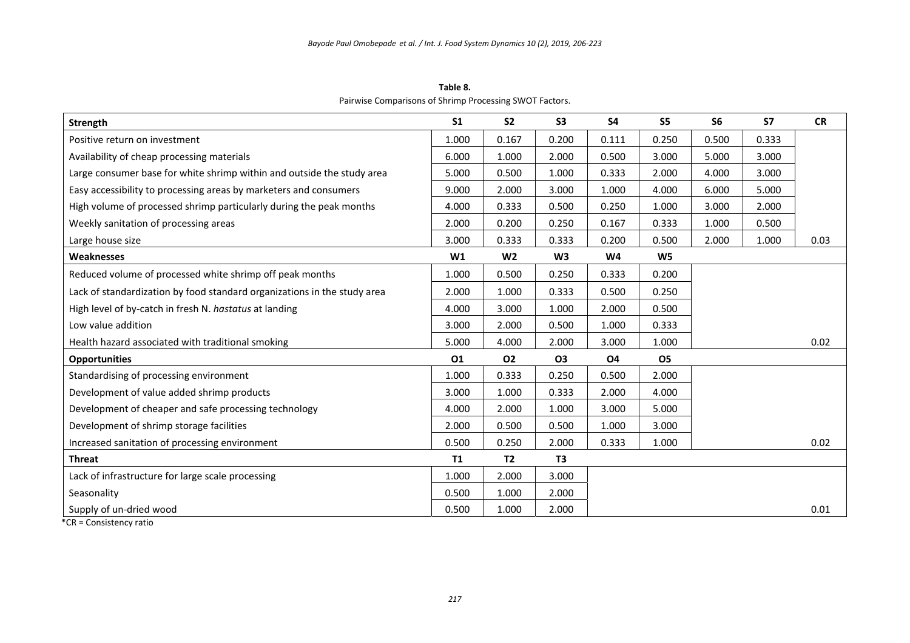**Table 8.**
Pairwise Comparisons of Shrimp Processing SWOT Factors.

| **Strength** | **S1** | **S2** | **S3** | **S4** | **S5** | **S6** | **S7** | **CR** |
|---|---|---|---|---|---|---|---|---|
| Positive return on investment | 1.000 | 0.167 | 0.200 | 0.111 | 0.250 | 0.500 | 0.333 | |
| Availability of cheap processing materials | 6.000 | 1.000 | 2.000 | 0.500 | 3.000 | 5.000 | 3.000 | |
| Large consumer base for white shrimp within and outside the study area | 5.000 | 0.500 | 1.000 | 0.333 | 2.000 | 4.000 | 3.000 | |
| Easy accessibility to processing areas by marketers and consumers | 9.000 | 2.000 | 3.000 | 1.000 | 4.000 | 6.000 | 5.000 | |
| High volume of processed shrimp particularly during the peak months | 4.000 | 0.333 | 0.500 | 0.250 | 1.000 | 3.000 | 2.000 | |
| Weekly sanitation of processing areas | 2.000 | 0.200 | 0.250 | 0.167 | 0.333 | 1.000 | 0.500 | |
| Large house size | 3.000 | 0.333 | 0.333 | 0.200 | 0.500 | 2.000 | 1.000 | 0.03 |
| **Weaknesses** | **W1** | **W2** | **W3** | **W4** | **W5** | | | |
| Reduced volume of processed white shrimp off peak months | 1.000 | 0.500 | 0.250 | 0.333 | 0.200 | | | |
| Lack of standardization by food standard organizations in the study area | 2.000 | 1.000 | 0.333 | 0.500 | 0.250 | | | |
| High level of by-catch in fresh N. *hastatus* at landing | 4.000 | 3.000 | 1.000 | 2.000 | 0.500 | | | |
| Low value addition | 3.000 | 2.000 | 0.500 | 1.000 | 0.333 | | | |
| Health hazard associated with traditional smoking | 5.000 | 4.000 | 2.000 | 3.000 | 1.000 | | | 0.02 |
| **Opportunities** | **O1** | **O2** | **O3** | **O4** | **O5** | | | |
| Standardising of processing environment | 1.000 | 0.333 | 0.250 | 0.500 | 2.000 | | | |
| Development of value added shrimp products | 3.000 | 1.000 | 0.333 | 2.000 | 4.000 | | | |
| Development of cheaper and safe processing technology | 4.000 | 2.000 | 1.000 | 3.000 | 5.000 | | | |
| Development of shrimp storage facilities | 2.000 | 0.500 | 0.500 | 1.000 | 3.000 | | | |
| Increased sanitation of processing environment | 0.500 | 0.250 | 2.000 | 0.333 | 1.000 | | | 0.02 |
| **Threat** | **T1** | **T2** | **T3** | | | | | |
| Lack of infrastructure for large scale processing | 1.000 | 2.000 | 3.000 | | | | | |
| Seasonality | 0.500 | 1.000 | 2.000 | | | | | |
| Supply of un-dried wood | 0.500 | 1.000 | 2.000 | | | | | 0.01 |

*CR = Consistency ratio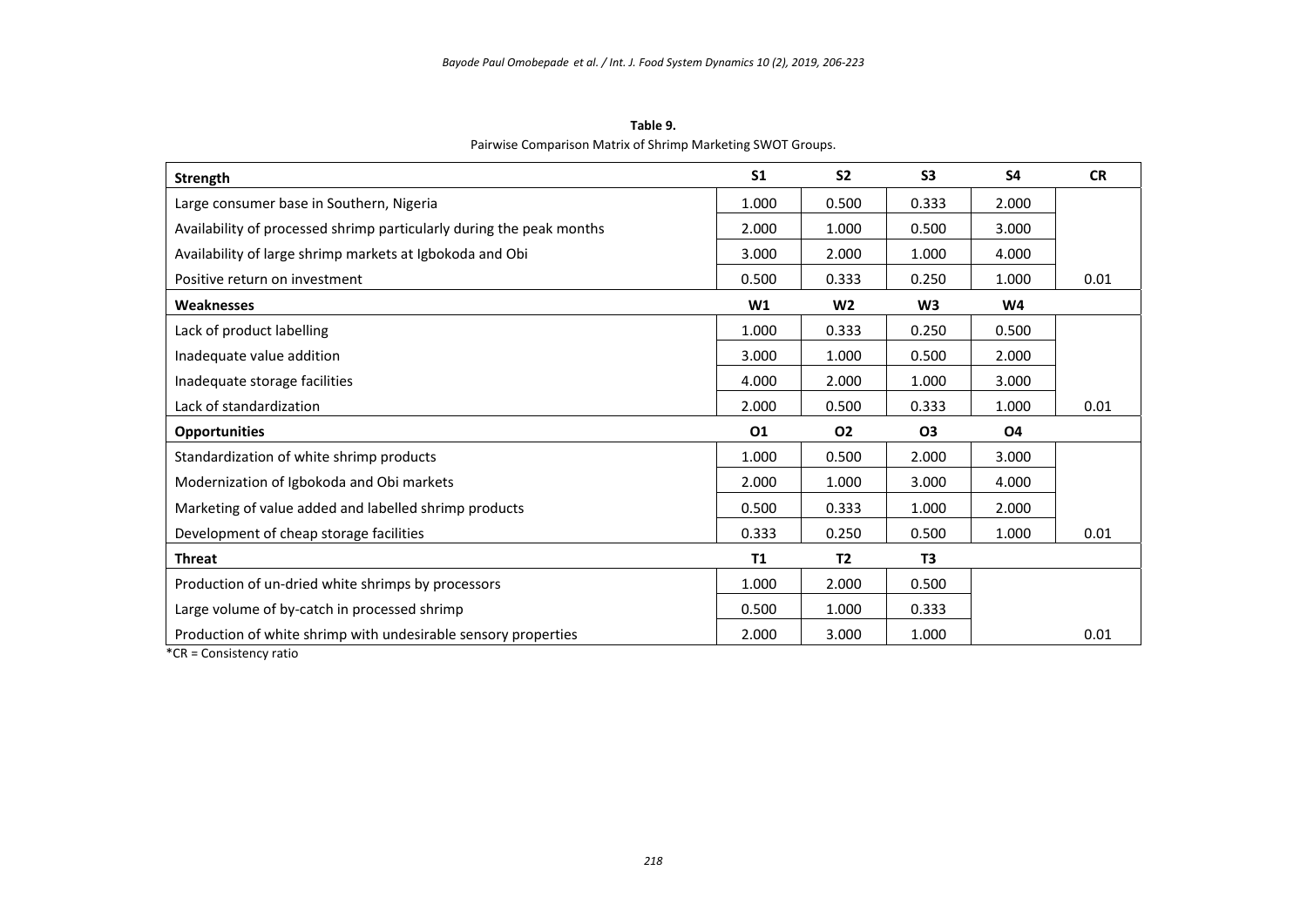**Table 9.**
Pairwise Comparison Matrix of Shrimp Marketing SWOT Groups.

| **Strength** | **S1** | **S2** | **S3** | **S4** | **CR** |
|---|---|---|---|---|---|
| Large consumer base in Southern, Nigeria | 1.000 | 0.500 | 0.333 | 2.000 | |
| Availability of processed shrimp particularly during the peak months | 2.000 | 1.000 | 0.500 | 3.000 | |
| Availability of large shrimp markets at Igbokoda and Obi | 3.000 | 2.000 | 1.000 | 4.000 | |
| Positive return on investment | 0.500 | 0.333 | 0.250 | 1.000 | 0.01 |
| **Weaknesses** | **W1** | **W2** | **W3** | **W4** | |
| Lack of product labelling | 1.000 | 0.333 | 0.250 | 0.500 | |
| Inadequate value addition | 3.000 | 1.000 | 0.500 | 2.000 | |
| Inadequate storage facilities | 4.000 | 2.000 | 1.000 | 3.000 | |
| Lack of standardization | 2.000 | 0.500 | 0.333 | 1.000 | 0.01 |
| **Opportunities** | **O1** | **O2** | **O3** | **O4** | |
| Standardization of white shrimp products | 1.000 | 0.500 | 2.000 | 3.000 | |
| Modernization of Igbokoda and Obi markets | 2.000 | 1.000 | 3.000 | 4.000 | |
| Marketing of value added and labelled shrimp products | 0.500 | 0.333 | 1.000 | 2.000 | |
| Development of cheap storage facilities | 0.333 | 0.250 | 0.500 | 1.000 | 0.01 |
| **Threat** | **T1** | **T2** | **T3** | | |
| Production of un-dried white shrimps by processors | 1.000 | 2.000 | 0.500 | | |
| Large volume of by-catch in processed shrimp | 0.500 | 1.000 | 0.333 | | |
| Production of white shrimp with undesirable sensory properties | 2.000 | 3.000 | 1.000 | | 0.01 |

*CR = Consistency ratio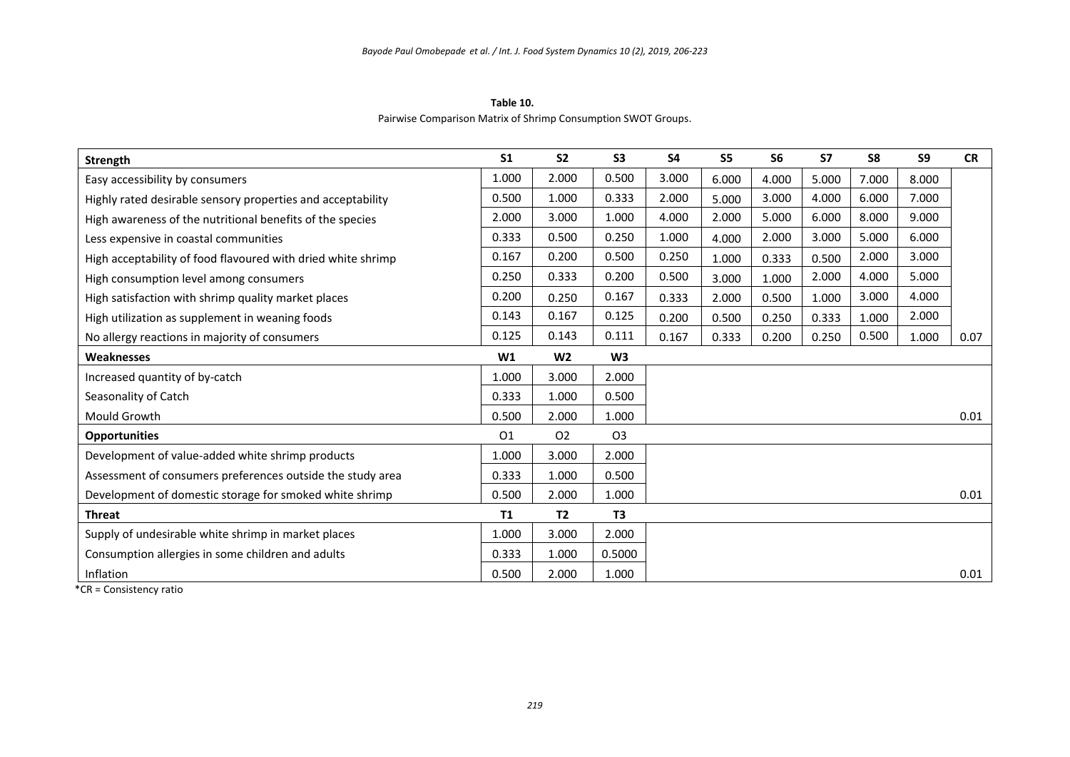**Table 10.**
Pairwise Comparison Matrix of Shrimp Consumption SWOT Groups.

| Strength | S1 | S2 | S3 | S4 | S5 | S6 | S7 | S8 | S9 | CR |
|---|---|---|---|---|---|---|---|---|---|---|
| Easy accessibility by consumers | 1.000 | 2.000 | 0.500 | 3.000 | 6.000 | 4.000 | 5.000 | 7.000 | 8.000 | |
| Highly rated desirable sensory properties and acceptability | 0.500 | 1.000 | 0.333 | 2.000 | 5.000 | 3.000 | 4.000 | 6.000 | 7.000 | |
| High awareness of the nutritional benefits of the species | 2.000 | 3.000 | 1.000 | 4.000 | 2.000 | 5.000 | 6.000 | 8.000 | 9.000 | |
| Less expensive in coastal communities | 0.333 | 0.500 | 0.250 | 1.000 | 4.000 | 2.000 | 3.000 | 5.000 | 6.000 | |
| High acceptability of food flavoured with dried white shrimp | 0.167 | 0.200 | 0.500 | 0.250 | 1.000 | 0.333 | 0.500 | 2.000 | 3.000 | |
| High consumption level among consumers | 0.250 | 0.333 | 0.200 | 0.500 | 3.000 | 1.000 | 2.000 | 4.000 | 5.000 | |
| High satisfaction with shrimp quality market places | 0.200 | 0.250 | 0.167 | 0.333 | 2.000 | 0.500 | 1.000 | 3.000 | 4.000 | |
| High utilization as supplement in weaning foods | 0.143 | 0.167 | 0.125 | 0.200 | 0.500 | 0.250 | 0.333 | 1.000 | 2.000 | |
| No allergy reactions in majority of consumers | 0.125 | 0.143 | 0.111 | 0.167 | 0.333 | 0.200 | 0.250 | 0.500 | 1.000 | 0.07 |
| **Weaknesses** | **W1** | **W2** | **W3** | | | | | | | |
| Increased quantity of by-catch | 1.000 | 3.000 | 2.000 | | | | | | | |
| Seasonality of Catch | 0.333 | 1.000 | 0.500 | | | | | | | |
| Mould Growth | 0.500 | 2.000 | 1.000 | | | | | | | 0.01 |
| **Opportunities** | O1 | O2 | O3 | | | | | | | |
| Development of value-added white shrimp products | 1.000 | 3.000 | 2.000 | | | | | | | |
| Assessment of consumers preferences outside the study area | 0.333 | 1.000 | 0.500 | | | | | | | |
| Development of domestic storage for smoked white shrimp | 0.500 | 2.000 | 1.000 | | | | | | | 0.01 |
| **Threat** | **T1** | **T2** | **T3** | | | | | | | |
| Supply of undesirable white shrimp in market places | 1.000 | 3.000 | 2.000 | | | | | | | |
| Consumption allergies in some children and adults | 0.333 | 1.000 | 0.5000 | | | | | | | |
| Inflation | 0.500 | 2.000 | 1.000 | | | | | | | 0.01 |

*CR = Consistency ratio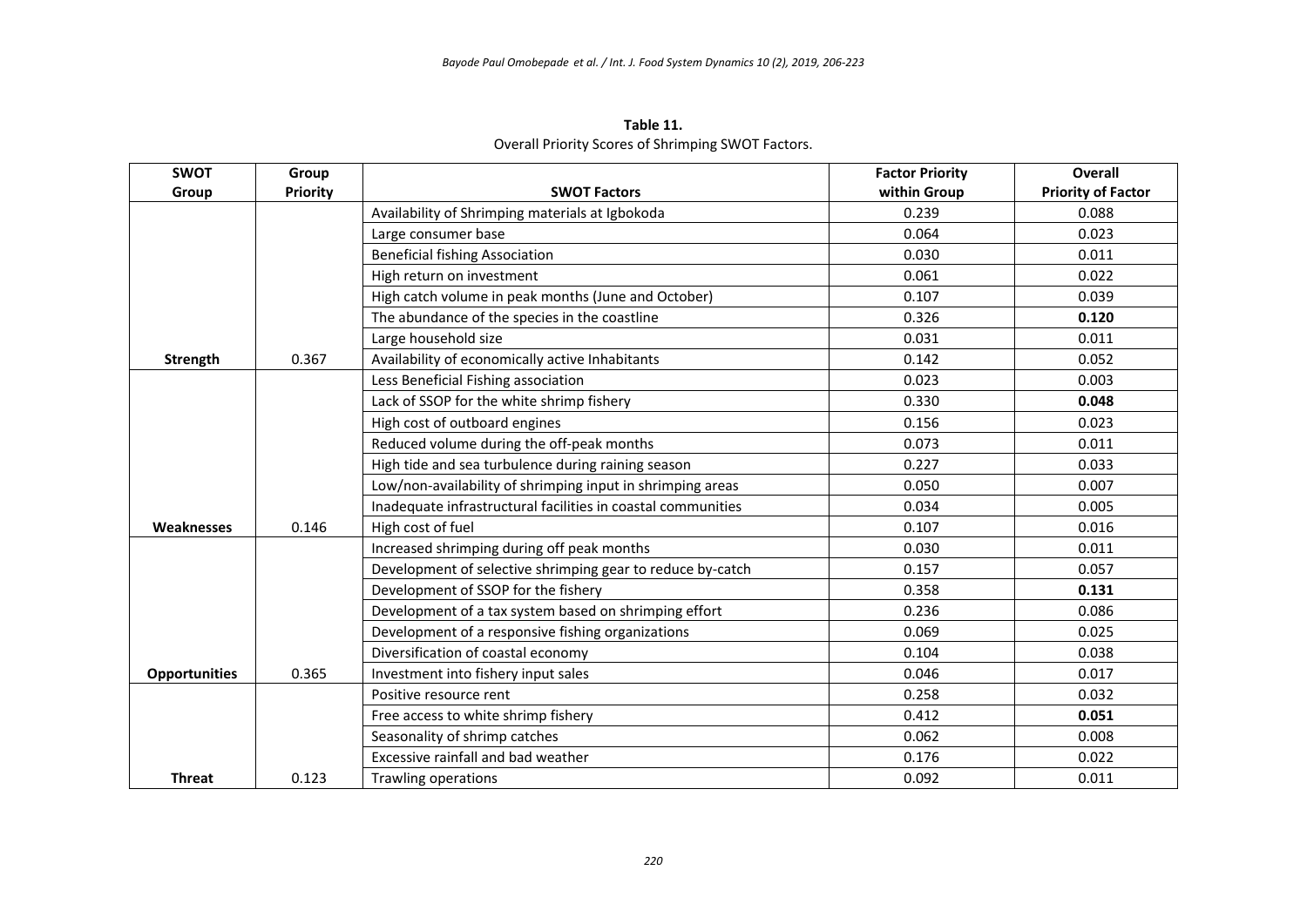**Table 11.**
Overall Priority Scores of Shrimping SWOT Factors.

| SWOT Group | Group Priority | SWOT Factors | Factor Priority within Group | Overall Priority of Factor |
|---|---|---|---|---|
| | | Availability of Shrimping materials at Igbokoda | 0.239 | 0.088 |
| | | Large consumer base | 0.064 | 0.023 |
| | | Beneficial fishing Association | 0.030 | 0.011 |
| | | High return on investment | 0.061 | 0.022 |
| | | High catch volume in peak months (June and October) | 0.107 | 0.039 |
| | | The abundance of the species in the coastline | 0.326 | **0.120** |
| | | Large household size | 0.031 | 0.011 |
| **Strength** | 0.367 | Availability of economically active Inhabitants | 0.142 | 0.052 |
| | | Less Beneficial Fishing association | 0.023 | 0.003 |
| | | Lack of SSOP for the white shrimp fishery | 0.330 | **0.048** |
| | | High cost of outboard engines | 0.156 | 0.023 |
| | | Reduced volume during the off-peak months | 0.073 | 0.011 |
| | | High tide and sea turbulence during raining season | 0.227 | 0.033 |
| | | Low/non-availability of shrimping input in shrimping areas | 0.050 | 0.007 |
| | | Inadequate infrastructural facilities in coastal communities | 0.034 | 0.005 |
| **Weaknesses** | 0.146 | High cost of fuel | 0.107 | 0.016 |
| | | Increased shrimping during off peak months | 0.030 | 0.011 |
| | | Development of selective shrimping gear to reduce by-catch | 0.157 | 0.057 |
| | | Development of SSOP for the fishery | 0.358 | **0.131** |
| | | Development of a tax system based on shrimping effort | 0.236 | 0.086 |
| | | Development of a responsive fishing organizations | 0.069 | 0.025 |
| | | Diversification of coastal economy | 0.104 | 0.038 |
| **Opportunities** | 0.365 | Investment into fishery input sales | 0.046 | 0.017 |
| | | Positive resource rent | 0.258 | 0.032 |
| | | Free access to white shrimp fishery | 0.412 | **0.051** |
| | | Seasonality of shrimp catches | 0.062 | 0.008 |
| | | Excessive rainfall and bad weather | 0.176 | 0.022 |
| **Threat** | 0.123 | Trawling operations | 0.092 | 0.011 |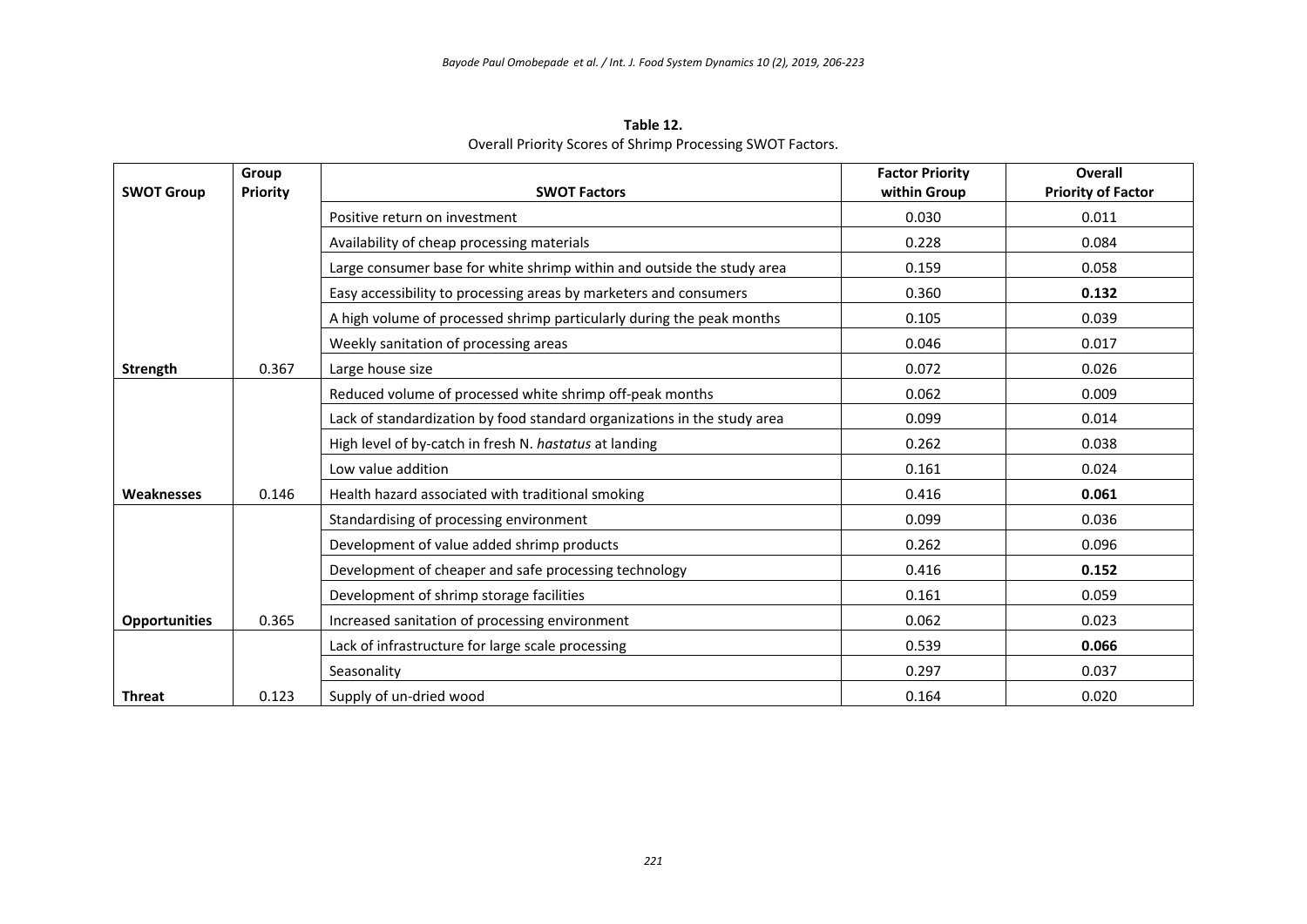**Table 12.**
Overall Priority Scores of Shrimp Processing SWOT Factors.

| SWOT Group | Group Priority | SWOT Factors | Factor Priority within Group | Overall Priority of Factor |
|---|---|---|---|---|
| | | Positive return on investment | 0.030 | 0.011 |
| | | Availability of cheap processing materials | 0.228 | 0.084 |
| | | Large consumer base for white shrimp within and outside the study area | 0.159 | 0.058 |
| | | Easy accessibility to processing areas by marketers and consumers | 0.360 | **0.132** |
| | | A high volume of processed shrimp particularly during the peak months | 0.105 | 0.039 |
| | | Weekly sanitation of processing areas | 0.046 | 0.017 |
| **Strength** | 0.367 | Large house size | 0.072 | 0.026 |
| | | Reduced volume of processed white shrimp off-peak months | 0.062 | 0.009 |
| | | Lack of standardization by food standard organizations in the study area | 0.099 | 0.014 |
| | | High level of by-catch in fresh N. *hastatus* at landing | 0.262 | 0.038 |
| | | Low value addition | 0.161 | 0.024 |
| **Weaknesses** | 0.146 | Health hazard associated with traditional smoking | 0.416 | **0.061** |
| | | Standardising of processing environment | 0.099 | 0.036 |
| | | Development of value added shrimp products | 0.262 | 0.096 |
| | | Development of cheaper and safe processing technology | 0.416 | **0.152** |
| | | Development of shrimp storage facilities | 0.161 | 0.059 |
| **Opportunities** | 0.365 | Increased sanitation of processing environment | 0.062 | 0.023 |
| | | Lack of infrastructure for large scale processing | 0.539 | **0.066** |
| | | Seasonality | 0.297 | 0.037 |
| **Threat** | 0.123 | Supply of un-dried wood | 0.164 | 0.020 |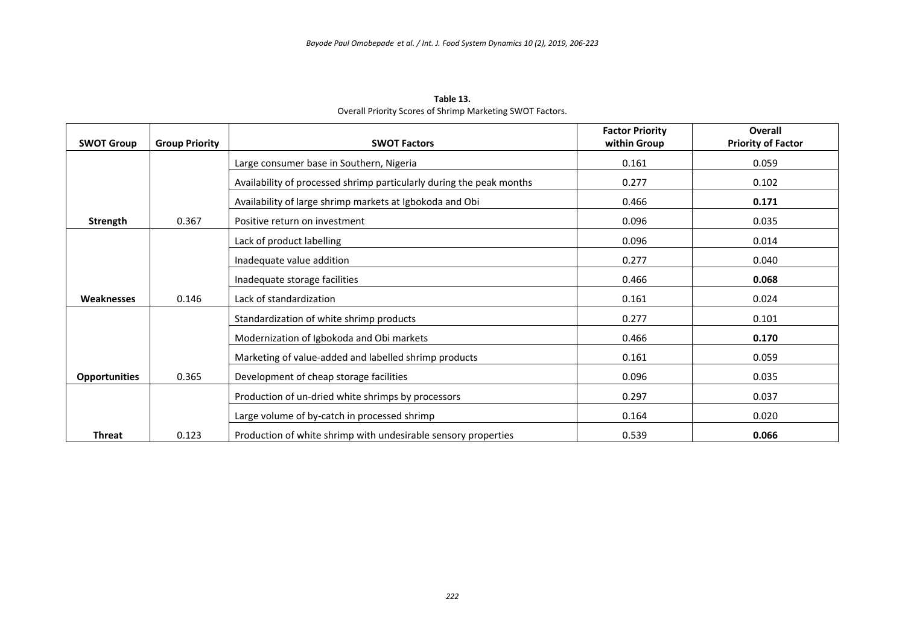**Table 13.**
Overall Priority Scores of Shrimp Marketing SWOT Factors.

| SWOT Group | Group Priority | SWOT Factors | Factor Priority within Group | Overall Priority of Factor |
|---|---|---|---|---|
| | | Large consumer base in Southern, Nigeria | 0.161 | 0.059 |
| | | Availability of processed shrimp particularly during the peak months | 0.277 | 0.102 |
| | | Availability of large shrimp markets at Igbokoda and Obi | 0.466 | **0.171** |
| **Strength** | 0.367 | Positive return on investment | 0.096 | 0.035 |
| | | Lack of product labelling | 0.096 | 0.014 |
| | | Inadequate value addition | 0.277 | 0.040 |
| | | Inadequate storage facilities | 0.466 | **0.068** |
| **Weaknesses** | 0.146 | Lack of standardization | 0.161 | 0.024 |
| | | Standardization of white shrimp products | 0.277 | 0.101 |
| | | Modernization of Igbokoda and Obi markets | 0.466 | **0.170** |
| | | Marketing of value-added and labelled shrimp products | 0.161 | 0.059 |
| **Opportunities** | 0.365 | Development of cheap storage facilities | 0.096 | 0.035 |
| | | Production of un-dried white shrimps by processors | 0.297 | 0.037 |
| | | Large volume of by-catch in processed shrimp | 0.164 | 0.020 |
| **Threat** | 0.123 | Production of white shrimp with undesirable sensory properties | 0.539 | **0.066** |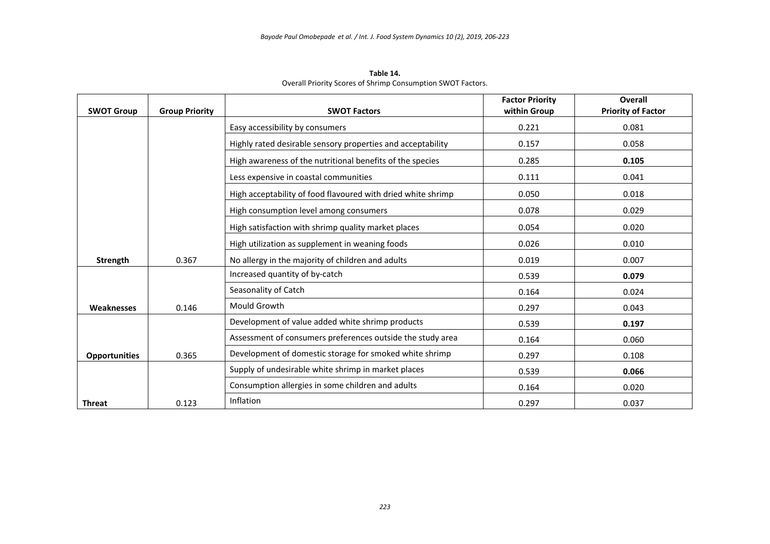**Table 14.**
Overall Priority Scores of Shrimp Consumption SWOT Factors.

| SWOT Group | Group Priority | SWOT Factors | Factor Priority within Group | Overall Priority of Factor |
|---|---|---|---|---|
| | | Easy accessibility by consumers | 0.221 | 0.081 |
| | | Highly rated desirable sensory properties and acceptability | 0.157 | 0.058 |
| | | High awareness of the nutritional benefits of the species | 0.285 | **0.105** |
| | | Less expensive in coastal communities | 0.111 | 0.041 |
| | | High acceptability of food flavoured with dried white shrimp | 0.050 | 0.018 |
| | | High consumption level among consumers | 0.078 | 0.029 |
| | | High satisfaction with shrimp quality market places | 0.054 | 0.020 |
| | | High utilization as supplement in weaning foods | 0.026 | 0.010 |
| **Strength** | 0.367 | No allergy in the majority of children and adults | 0.019 | 0.007 |
| | | Increased quantity of by-catch | 0.539 | **0.079** |
| | | Seasonality of Catch | 0.164 | 0.024 |
| **Weaknesses** | 0.146 | Mould Growth | 0.297 | 0.043 |
| | | Development of value added white shrimp products | 0.539 | **0.197** |
| | | Assessment of consumers preferences outside the study area | 0.164 | 0.060 |
| **Opportunities** | 0.365 | Development of domestic storage for smoked white shrimp | 0.297 | 0.108 |
| | | Supply of undesirable white shrimp in market places | 0.539 | **0.066** |
| | | Consumption allergies in some children and adults | 0.164 | 0.020 |
| **Threat** | 0.123 | Inflation | 0.297 | 0.037 |